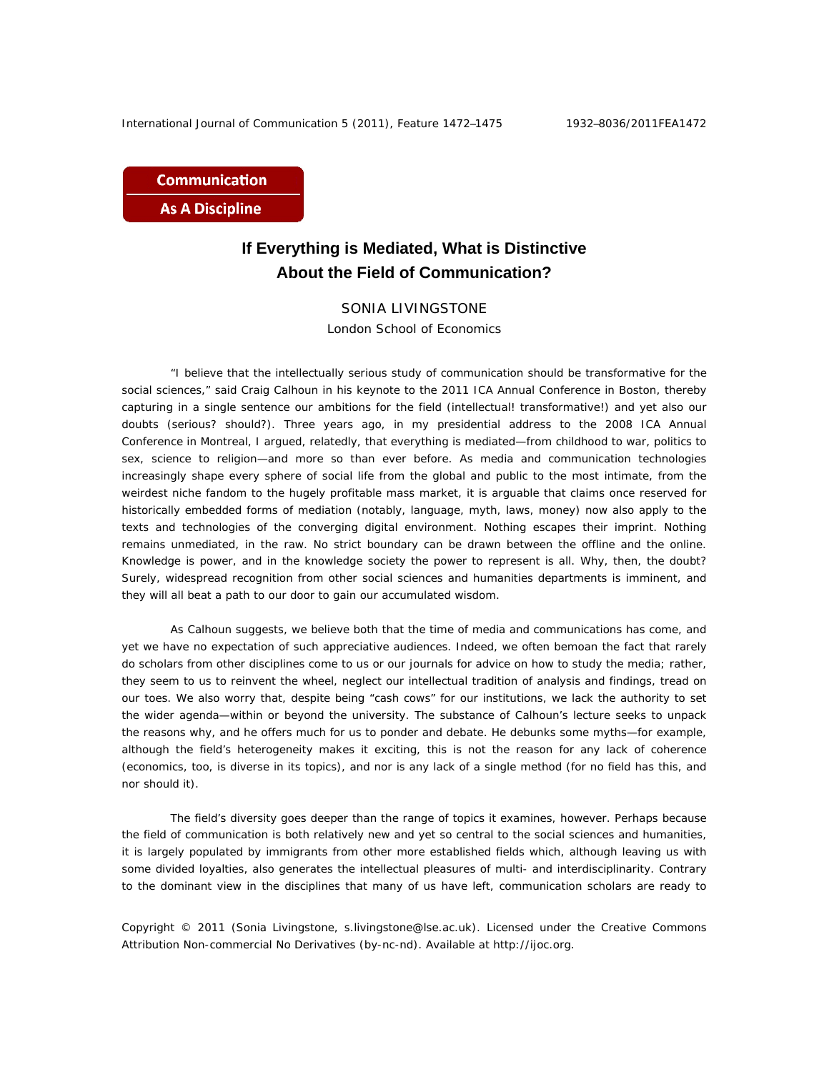**Communication As A Discipline**

# If Everything is Mediated, What is Distinctive About the Field of Communication?

SONIA LIVINGSTONE
London School of Economics

"I believe that the intellectually serious study of communication should be transformative for the social sciences," said Craig Calhoun in his keynote to the 2011 ICA Annual Conference in Boston, thereby capturing in a single sentence our ambitions for the field (intellectual! transformative!) and yet also our doubts (serious? should?). Three years ago, in my presidential address to the 2008 ICA Annual Conference in Montreal, I argued, relatedly, that everything is mediated—from childhood to war, politics to sex, science to religion—and more so than ever before. As media and communication technologies increasingly shape every sphere of social life from the global and public to the most intimate, from the weirdest niche fandom to the hugely profitable mass market, it is arguable that claims once reserved for historically embedded forms of mediation (notably, language, myth, laws, money) now also apply to the texts and technologies of the converging digital environment. Nothing escapes their imprint. Nothing remains unmediated, in the raw. No strict boundary can be drawn between the offline and the online. Knowledge is power, and in the knowledge society the power to represent is all. Why, then, the doubt? Surely, widespread recognition from other social sciences and humanities departments is imminent, and they will all beat a path to our door to gain our accumulated wisdom.

As Calhoun suggests, we believe both that the time of media and communications has come, and yet we have no expectation of such appreciative audiences. Indeed, we often bemoan the fact that rarely do scholars from other disciplines come to us or our journals for advice on how to study the media; rather, they seem to us to reinvent the wheel, neglect our intellectual tradition of analysis and findings, tread on our toes. We also worry that, despite being "cash cows" for our institutions, we lack the authority to set the wider agenda—within or beyond the university. The substance of Calhoun's lecture seeks to unpack the reasons why, and he offers much for us to ponder and debate. He debunks some myths—for example, although the field's heterogeneity makes it exciting, this is not the reason for any lack of coherence (economics, too, is diverse in its topics), and nor is any lack of a single method (for no field has this, and nor should it).

The field's diversity goes deeper than the range of topics it examines, however. Perhaps because the field of communication is both relatively new and yet so central to the social sciences and humanities, it is largely populated by immigrants from other more established fields which, although leaving us with some divided loyalties, also generates the intellectual pleasures of multi- and interdisciplinarity. Contrary to the dominant view in the disciplines that many of us have left, communication scholars are ready to

Copyright © 2011 (Sonia Livingstone, s.livingstone@lse.ac.uk). Licensed under the Creative Commons Attribution Non-commercial No Derivatives (by-nc-nd). Available at http://ijoc.org.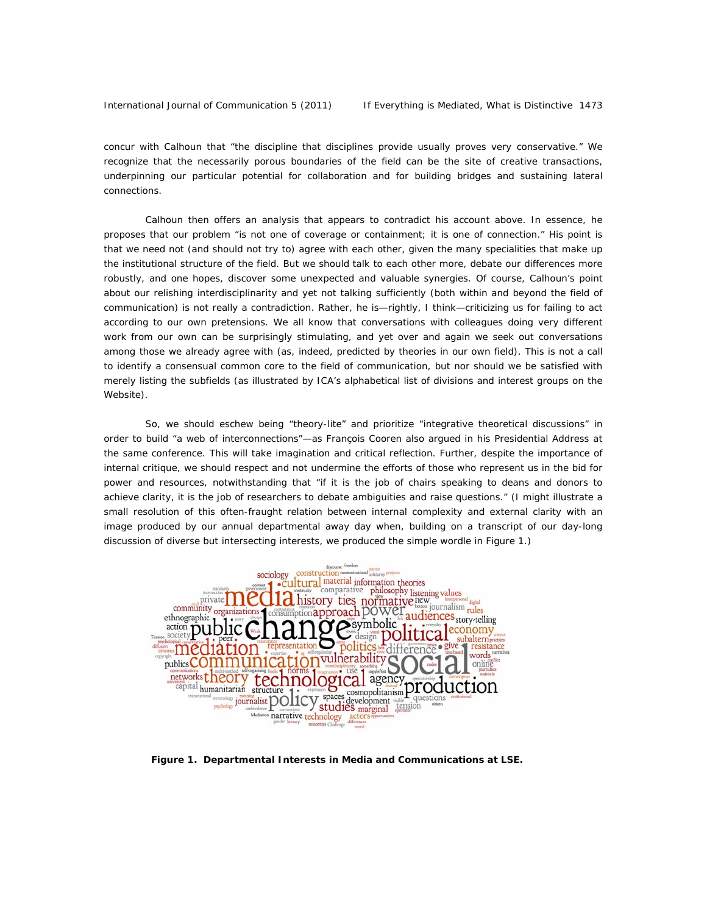concur with Calhoun that "the discipline that disciplines provide usually proves very conservative." We recognize that the necessarily porous boundaries of the field can be the site of creative transactions, underpinning our particular potential for collaboration and for building bridges and sustaining lateral connections.

Calhoun then offers an analysis that appears to contradict his account above. In essence, he proposes that our problem "is not one of coverage or containment; it is one of connection." His point is that we need not (and should not try to) agree with each other, given the many specialities that make up the institutional structure of the field. But we should talk to each other more, debate our differences more robustly, and one hopes, discover some unexpected and valuable synergies. Of course, Calhoun's point about our relishing interdisciplinarity and yet not talking sufficiently (both within and beyond the field of communication) is not really a contradiction. Rather, he is—rightly, I think—criticizing us for failing to act according to our own pretensions. We all know that conversations with colleagues doing very different work from our own can be surprisingly stimulating, and yet over and over again we seek out conversations among those we already agree with (as, indeed, predicted by theories in our own field). This is not a call to identify a consensual common core to the field of communication, but nor should we be satisfied with merely listing the subfields (as illustrated by ICA's alphabetical list of divisions and interest groups on the Website).

So, we should eschew being "theory-lite" and prioritize "integrative theoretical discussions" in order to build "a web of interconnections"—as François Cooren also argued in his Presidential Address at the same conference. This will take imagination and critical reflection. Further, despite the importance of internal critique, we should respect and not undermine the efforts of those who represent us in the bid for power and resources, notwithstanding that "if it is the job of chairs speaking to deans and donors to achieve clarity, it is the job of researchers to debate ambiguities and raise questions." (I might illustrate a small resolution of this often-fraught relation between internal complexity and external clarity with an image produced by our annual departmental away day when, building on a transcript of our day-long discussion of diverse but intersecting interests, we produced the simple wordle in Figure 1.)

**Figure 1. Departmental Interests in Media and Communications at LSE.**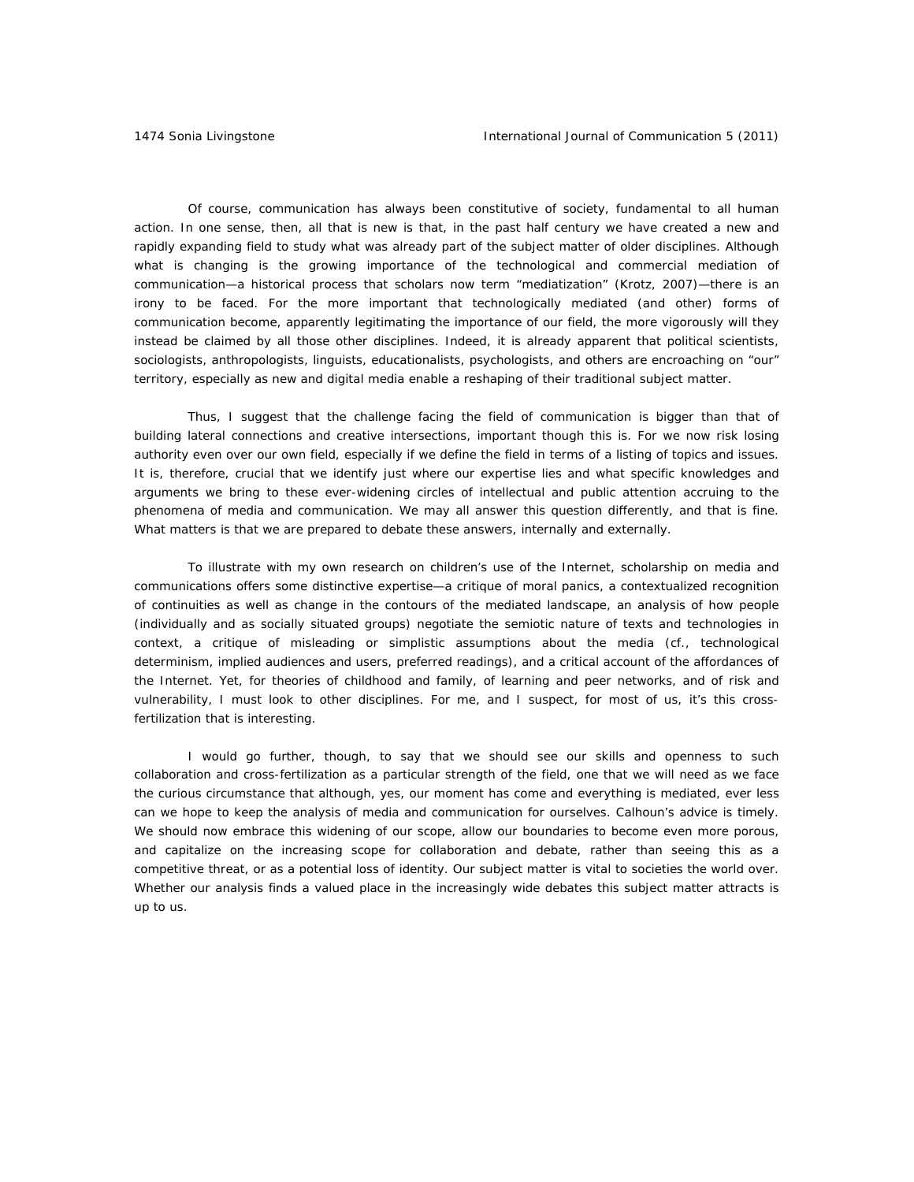Of course, communication has always been constitutive of society, fundamental to all human action. In one sense, then, all that is new is that, in the past half century we have created a new and rapidly expanding field to study what was already part of the subject matter of older disciplines. Although what is changing is the growing importance of the technological and commercial mediation of communication—a historical process that scholars now term "mediatization" (Krotz, 2007)—there is an irony to be faced. For the more important that technologically mediated (and other) forms of communication become, apparently legitimating the importance of our field, the more vigorously will they instead be claimed by all those other disciplines. Indeed, it is already apparent that political scientists, sociologists, anthropologists, linguists, educationalists, psychologists, and others are encroaching on "our" territory, especially as new and digital media enable a reshaping of their traditional subject matter.

Thus, I suggest that the challenge facing the field of communication is bigger than that of building lateral connections and creative intersections, important though this is. For we now risk losing authority even over our own field, especially if we define the field in terms of a listing of topics and issues. It is, therefore, crucial that we identify just where our expertise lies and what specific knowledges and arguments we bring to these ever-widening circles of intellectual and public attention accruing to the phenomena of media and communication. We may all answer this question differently, and that is fine. What matters is that we are prepared to debate these answers, internally and externally.

To illustrate with my own research on children's use of the Internet, scholarship on media and communications offers some distinctive expertise—a critique of moral panics, a contextualized recognition of continuities as well as change in the contours of the mediated landscape, an analysis of how people (individually and as socially situated groups) negotiate the semiotic nature of texts and technologies in context, a critique of misleading or simplistic assumptions about the media (cf., technological determinism, implied audiences and users, preferred readings), and a critical account of the affordances of the Internet. Yet, for theories of childhood and family, of learning and peer networks, and of risk and vulnerability, I must look to other disciplines. For me, and I suspect, for most of us, it's this cross-fertilization that is interesting.

I would go further, though, to say that we should see our skills and openness to such collaboration and cross-fertilization as a particular strength of the field, one that we will need as we face the curious circumstance that although, yes, our moment has come and everything is mediated, ever less can we hope to keep the analysis of media and communication for ourselves. Calhoun's advice is timely. We should now embrace this widening of our scope, allow our boundaries to become even more porous, and capitalize on the increasing scope for collaboration and debate, rather than seeing this as a competitive threat, or as a potential loss of identity. Our subject matter is vital to societies the world over. Whether our analysis finds a valued place in the increasingly wide debates this subject matter attracts is up to us.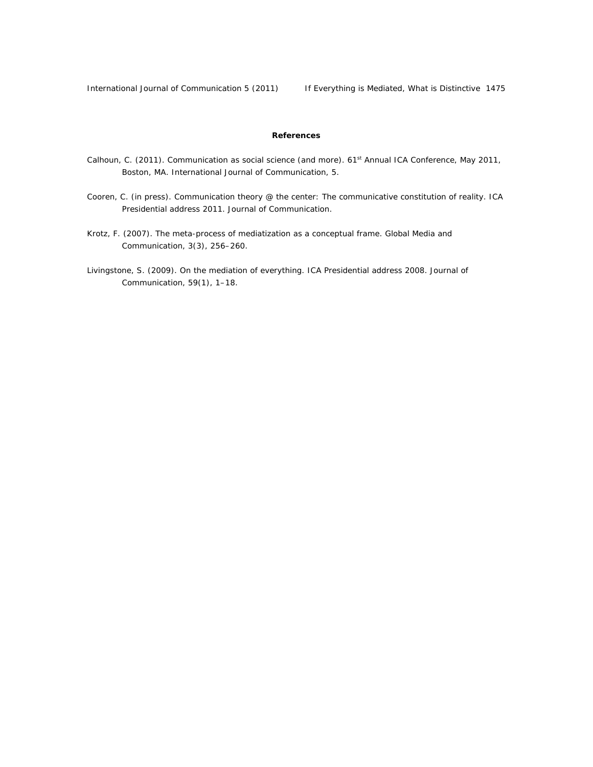## References

Calhoun, C. (2011). Communication as social science (and more). 61st Annual ICA Conference, May 2011, Boston, MA. International Journal of Communication, 5.

Cooren, C. (in press). Communication theory @ the center: The communicative constitution of reality. ICA Presidential address 2011. Journal of Communication.

Krotz, F. (2007). The meta-process of mediatization as a conceptual frame. Global Media and Communication, 3(3), 256–260.

Livingstone, S. (2009). On the mediation of everything. ICA Presidential address 2008. Journal of Communication, 59(1), 1–18.